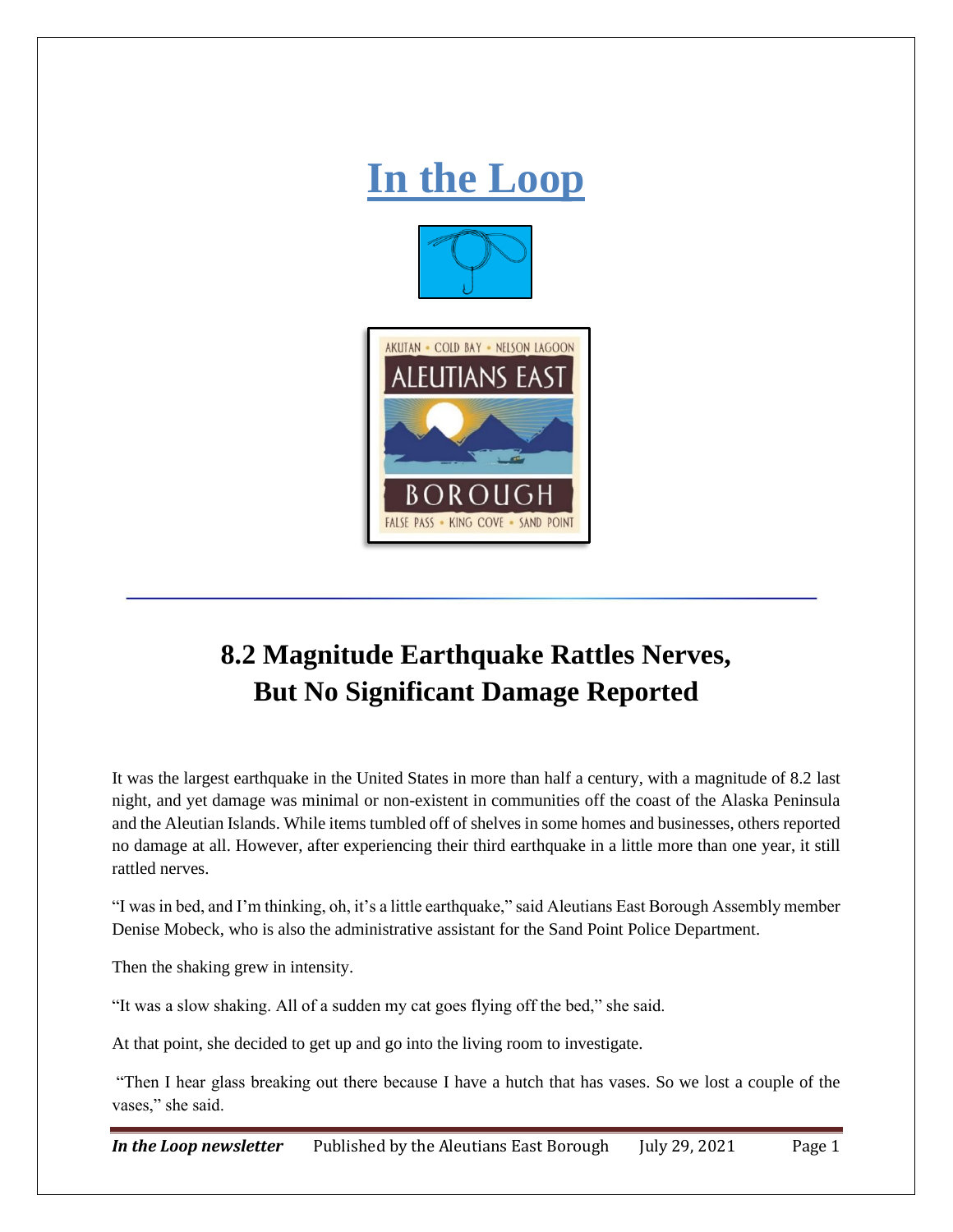# In the Loop

## 8.2 Magnitude Earthquake Rattles Nerves, But No Significant Damage Reported

It was the largest earthquake in the United States in more than half a century, with a magnitude of 8.2 last night, and yet damage was minimal or non-existent in communities off the coast of the Alaska Peninsula and the Aleutian Islands. While items tumbled off of shelves in some homes and businesses, others reported no damage at all. However, after experiencing their third earthquake in a little more than one year, it still rattled nerves.

"I was in bed, and I'm thinking, oh, it's a little earthquake," said Aleutians East Borough Assembly member Denise Mobeck, who is also the administrative assistant for the Sand Point Police Department.

Then the shaking grew in intensity.

"It was a slow shaking. All of a sudden my cat goes flying off the bed," she said.

At that point, she decided to get up and go into the living room to investigate.

"Then I hear glass breaking out there because I have a hutch that has vases. So we lost a couple of the vases," she said.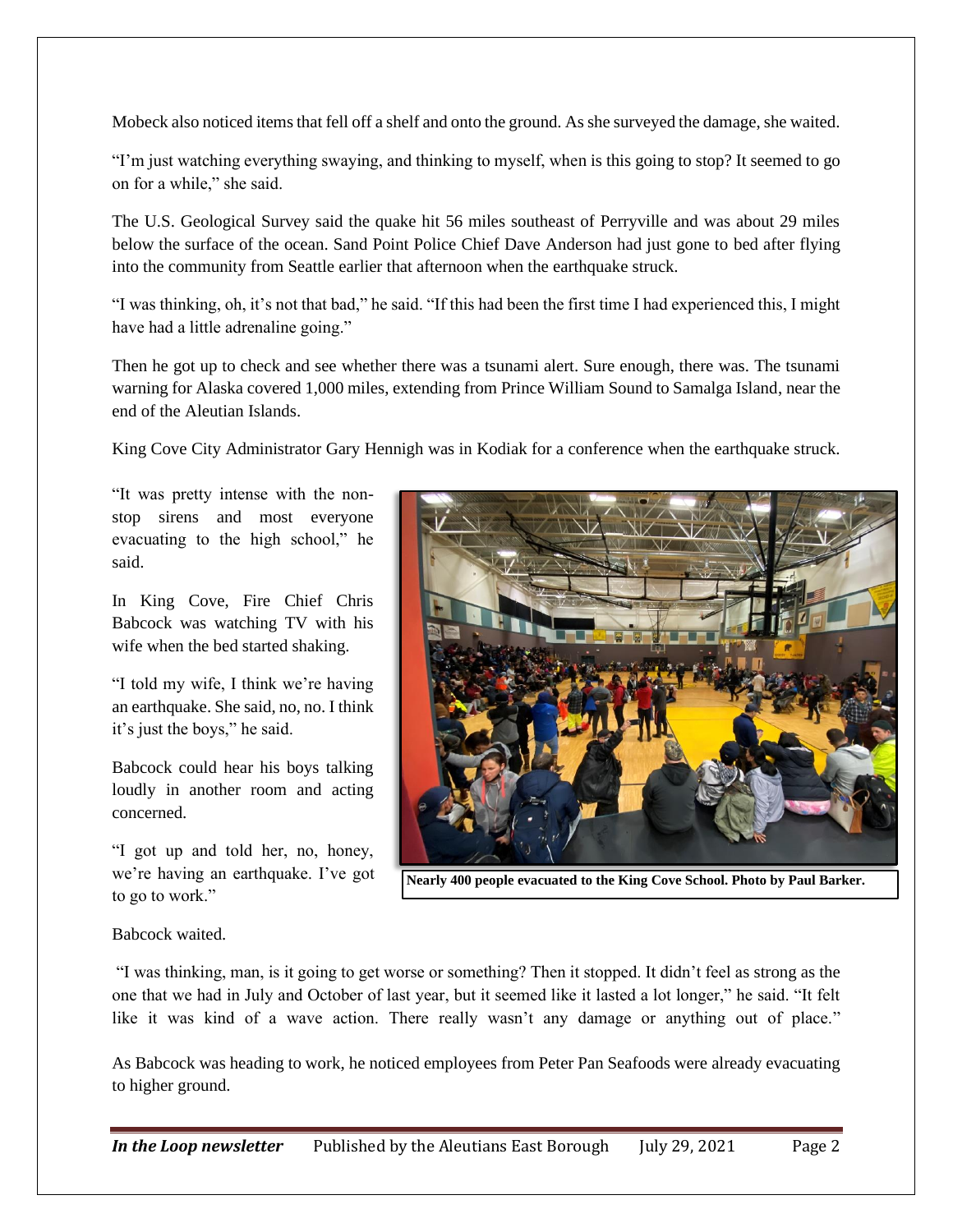Mobeck also noticed items that fell off a shelf and onto the ground. As she surveyed the damage, she waited.

"I'm just watching everything swaying, and thinking to myself, when is this going to stop? It seemed to go on for a while," she said.

The U.S. Geological Survey said the quake hit 56 miles southeast of Perryville and was about 29 miles below the surface of the ocean. Sand Point Police Chief Dave Anderson had just gone to bed after flying into the community from Seattle earlier that afternoon when the earthquake struck.

"I was thinking, oh, it's not that bad," he said. "If this had been the first time I had experienced this, I might have had a little adrenaline going."

Then he got up to check and see whether there was a tsunami alert. Sure enough, there was. The tsunami warning for Alaska covered 1,000 miles, extending from Prince William Sound to Samalga Island, near the end of the Aleutian Islands.

King Cove City Administrator Gary Hennigh was in Kodiak for a conference when the earthquake struck.

"It was pretty intense with the non-stop sirens and most everyone evacuating to the high school," he said.

In King Cove, Fire Chief Chris Babcock was watching TV with his wife when the bed started shaking.

"I told my wife, I think we're having an earthquake. She said, no, no. I think it's just the boys," he said.

Babcock could hear his boys talking loudly in another room and acting concerned.

"I got up and told her, no, honey, we're having an earthquake. I've got to go to work."

**Nearly 400 people evacuated to the King Cove School. Photo by Paul Barker.**

Babcock waited.

"I was thinking, man, is it going to get worse or something? Then it stopped. It didn't feel as strong as the one that we had in July and October of last year, but it seemed like it lasted a lot longer," he said. "It felt like it was kind of a wave action. There really wasn't any damage or anything out of place."

As Babcock was heading to work, he noticed employees from Peter Pan Seafoods were already evacuating to higher ground.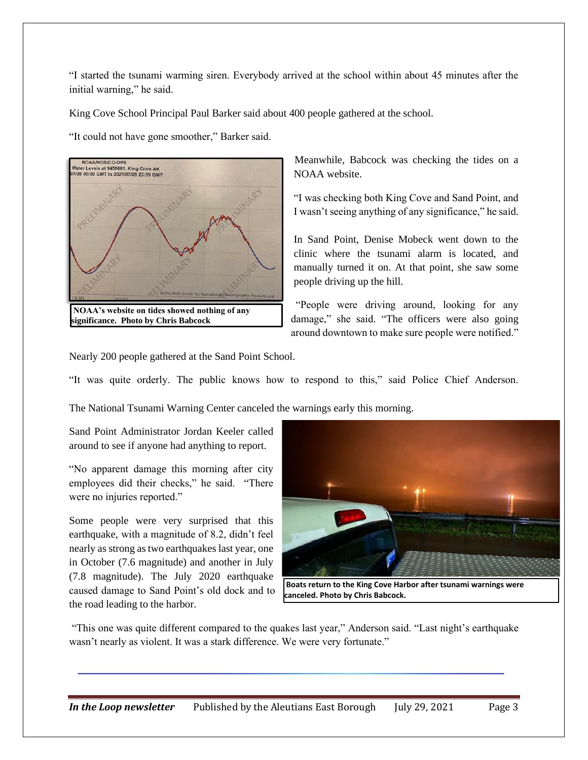"I started the tsunami warming siren. Everybody arrived at the school within about 45 minutes after the initial warning," he said.

King Cove School Principal Paul Barker said about 400 people gathered at the school.

"It could not have gone smoother," Barker said.

**NOAA's website on tides showed nothing of any significance. Photo by Chris Babcock**

Meanwhile, Babcock was checking the tides on a NOAA website.

"I was checking both King Cove and Sand Point, and I wasn't seeing anything of any significance," he said.

In Sand Point, Denise Mobeck went down to the clinic where the tsunami alarm is located, and manually turned it on. At that point, she saw some people driving up the hill.

"People were driving around, looking for any damage," she said. "The officers were also going around downtown to make sure people were notified."

Nearly 200 people gathered at the Sand Point School.

"It was quite orderly. The public knows how to respond to this," said Police Chief Anderson.

The National Tsunami Warning Center canceled the warnings early this morning.

Sand Point Administrator Jordan Keeler called around to see if anyone had anything to report.

"No apparent damage this morning after city employees did their checks," he said. "There were no injuries reported."

Some people were very surprised that this earthquake, with a magnitude of 8.2, didn't feel nearly as strong as two earthquakes last year, one in October (7.6 magnitude) and another in July (7.8 magnitude). The July 2020 earthquake caused damage to Sand Point's old dock and to the road leading to the harbor.

**Boats return to the King Cove Harbor after tsunami warnings were canceled. Photo by Chris Babcock.**

"This one was quite different compared to the quakes last year," Anderson said. "Last night's earthquake wasn't nearly as violent. It was a stark difference. We were very fortunate."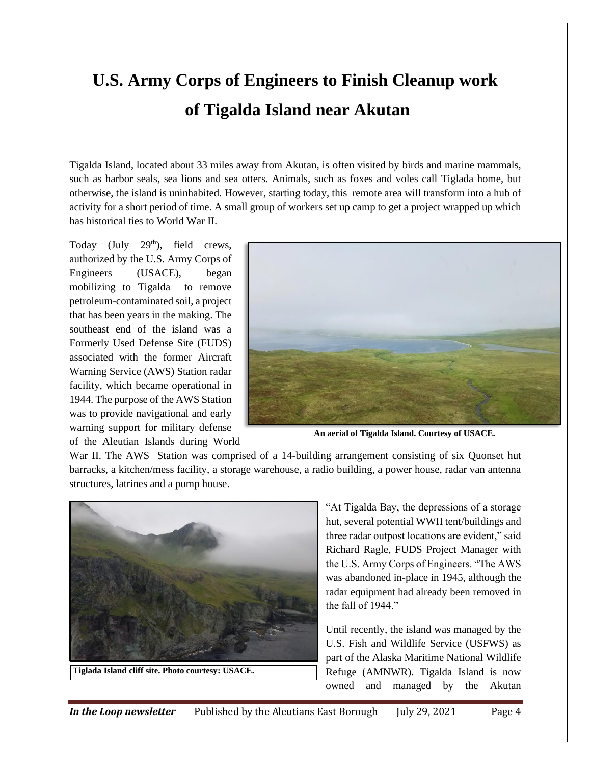# U.S. Army Corps of Engineers to Finish Cleanup work of Tigalda Island near Akutan

Tigalda Island, located about 33 miles away from Akutan, is often visited by birds and marine mammals, such as harbor seals, sea lions and sea otters. Animals, such as foxes and voles call Tiglada home, but otherwise, the island is uninhabited. However, starting today, this remote area will transform into a hub of activity for a short period of time. A small group of workers set up camp to get a project wrapped up which has historical ties to World War II.

Today (July 29th), field crews, authorized by the U.S. Army Corps of Engineers (USACE), began mobilizing to Tigalda to remove petroleum-contaminated soil, a project that has been years in the making. The southeast end of the island was a Formerly Used Defense Site (FUDS) associated with the former Aircraft Warning Service (AWS) Station radar facility, which became operational in 1944. The purpose of the AWS Station was to provide navigational and early warning support for military defense of the Aleutian Islands during World War II. The AWS Station was comprised of a 14-building arrangement consisting of six Quonset hut barracks, a kitchen/mess facility, a storage warehouse, a radio building, a power house, radar van antenna structures, latrines and a pump house.

**An aerial of Tigalda Island. Courtesy of USACE.**

**Tiglada Island cliff site. Photo courtesy: USACE.**

"At Tigalda Bay, the depressions of a storage hut, several potential WWII tent/buildings and three radar outpost locations are evident," said Richard Ragle, FUDS Project Manager with the U.S. Army Corps of Engineers. "The AWS was abandoned in-place in 1945, although the radar equipment had already been removed in the fall of 1944."

Until recently, the island was managed by the U.S. Fish and Wildlife Service (USFWS) as part of the Alaska Maritime National Wildlife Refuge (AMNWR). Tigalda Island is now owned and managed by the Akutan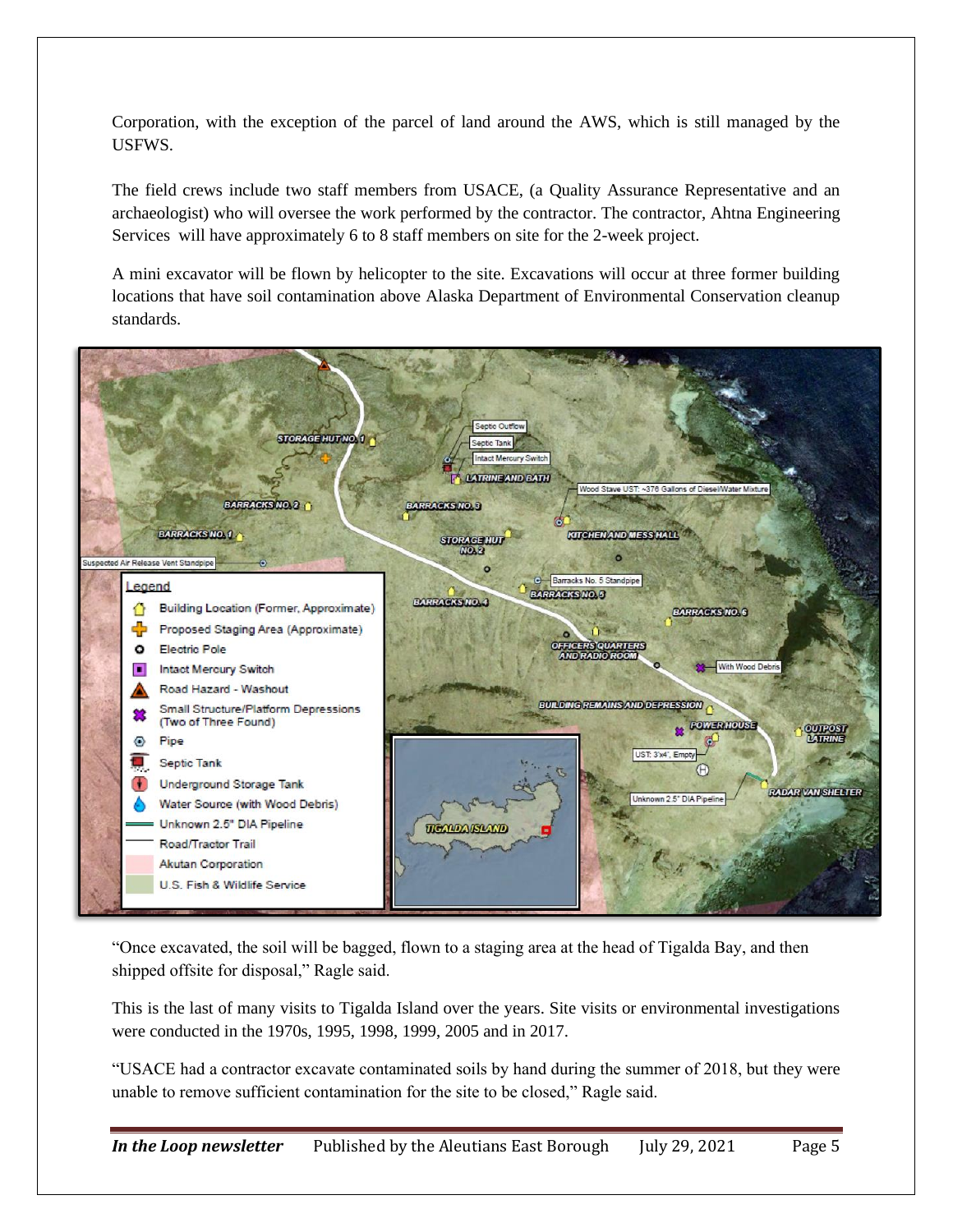Corporation, with the exception of the parcel of land around the AWS, which is still managed by the USFWS.

The field crews include two staff members from USACE, (a Quality Assurance Representative and an archaeologist) who will oversee the work performed by the contractor. The contractor, Ahtna Engineering Services will have approximately 6 to 8 staff members on site for the 2-week project.

A mini excavator will be flown by helicopter to the site. Excavations will occur at three former building locations that have soil contamination above Alaska Department of Environmental Conservation cleanup standards.

"Once excavated, the soil will be bagged, flown to a staging area at the head of Tigalda Bay, and then shipped offsite for disposal," Ragle said.

This is the last of many visits to Tigalda Island over the years. Site visits or environmental investigations were conducted in the 1970s, 1995, 1998, 1999, 2005 and in 2017.

"USACE had a contractor excavate contaminated soils by hand during the summer of 2018, but they were unable to remove sufficient contamination for the site to be closed," Ragle said.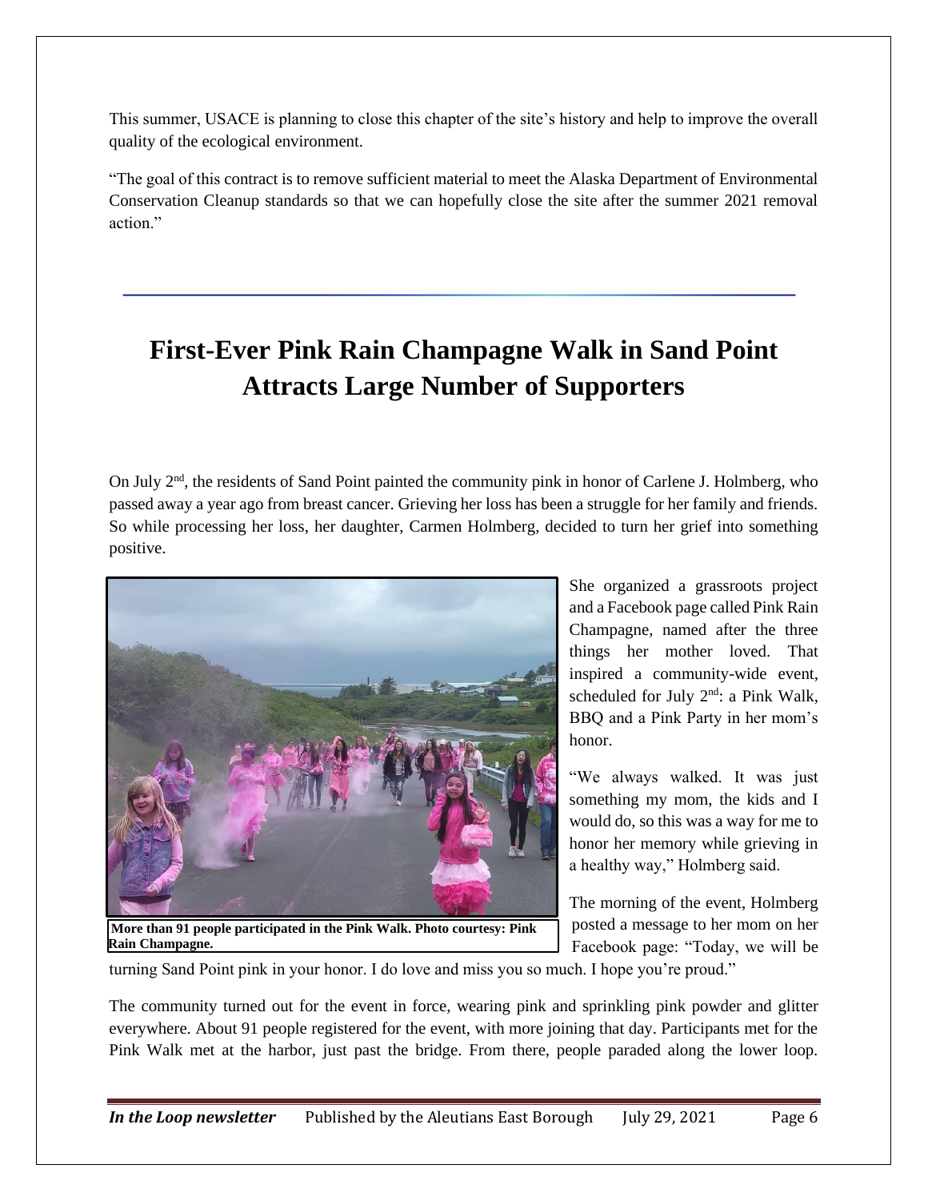This summer, USACE is planning to close this chapter of the site's history and help to improve the overall quality of the ecological environment.

"The goal of this contract is to remove sufficient material to meet the Alaska Department of Environmental Conservation Cleanup standards so that we can hopefully close the site after the summer 2021 removal action."

# First-Ever Pink Rain Champagne Walk in Sand Point Attracts Large Number of Supporters

On July 2nd, the residents of Sand Point painted the community pink in honor of Carlene J. Holmberg, who passed away a year ago from breast cancer. Grieving her loss has been a struggle for her family and friends. So while processing her loss, her daughter, Carmen Holmberg, decided to turn her grief into something positive.

**More than 91 people participated in the Pink Walk. Photo courtesy: Pink Rain Champagne.**

She organized a grassroots project and a Facebook page called Pink Rain Champagne, named after the three things her mother loved. That inspired a community-wide event, scheduled for July 2nd: a Pink Walk, BBQ and a Pink Party in her mom's honor.

"We always walked. It was just something my mom, the kids and I would do, so this was a way for me to honor her memory while grieving in a healthy way," Holmberg said.

The morning of the event, Holmberg posted a message to her mom on her Facebook page: "Today, we will be turning Sand Point pink in your honor. I do love and miss you so much. I hope you're proud."

The community turned out for the event in force, wearing pink and sprinkling pink powder and glitter everywhere. About 91 people registered for the event, with more joining that day. Participants met for the Pink Walk met at the harbor, just past the bridge. From there, people paraded along the lower loop.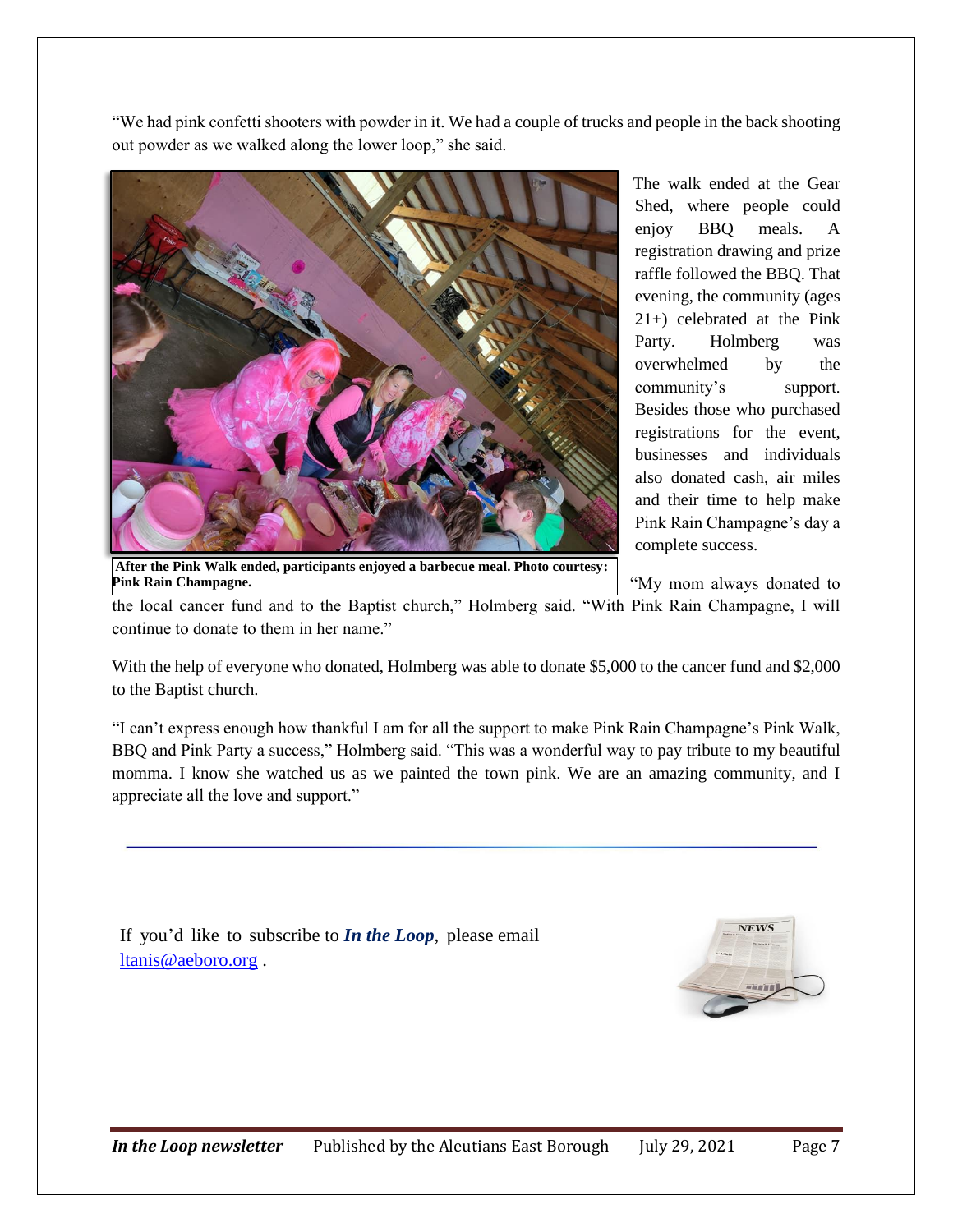"We had pink confetti shooters with powder in it. We had a couple of trucks and people in the back shooting out powder as we walked along the lower loop," she said.

The walk ended at the Gear Shed, where people could enjoy BBQ meals. A registration drawing and prize raffle followed the BBQ. That evening, the community (ages 21+) celebrated at the Pink Party. Holmberg was overwhelmed by the community's support. Besides those who purchased registrations for the event, businesses and individuals also donated cash, air miles and their time to help make Pink Rain Champagne's day a complete success.

**After the Pink Walk ended, participants enjoyed a barbecue meal. Photo courtesy: Pink Rain Champagne.**

"My mom always donated to the local cancer fund and to the Baptist church," Holmberg said. "With Pink Rain Champagne, I will continue to donate to them in her name."

With the help of everyone who donated, Holmberg was able to donate $5,000 to the cancer fund and $2,000 to the Baptist church.

"I can't express enough how thankful I am for all the support to make Pink Rain Champagne's Pink Walk, BBQ and Pink Party a success," Holmberg said. "This was a wonderful way to pay tribute to my beautiful momma. I know she watched us as we painted the town pink. We are an amazing community, and I appreciate all the love and support."

---

If you'd like to subscribe to ***In the Loop***, please email ltanis@aeboro.org .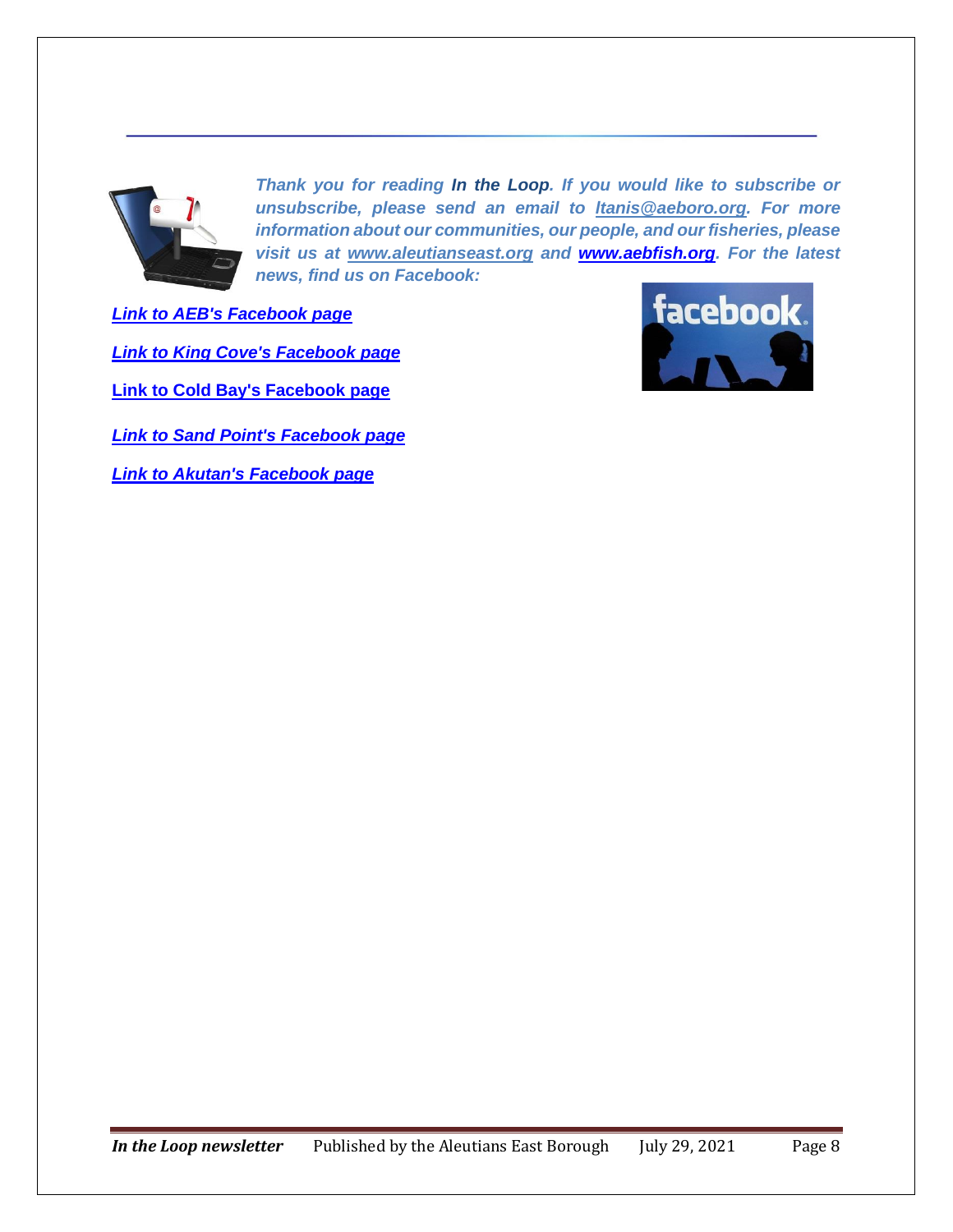*Thank you for reading **In the Loop**. If you would like to subscribe or unsubscribe, please send an email to ltanis@aeboro.org. For more information about our communities, our people, and our fisheries, please visit us at www.aleutianseast.org and **www.aebfish.org**. For the latest news, find us on Facebook:*

***Link to AEB's Facebook page***

***Link to King Cove's Facebook page***

**Link to Cold Bay's Facebook page**

***Link to Sand Point's Facebook page***

***Link to Akutan's Facebook page***